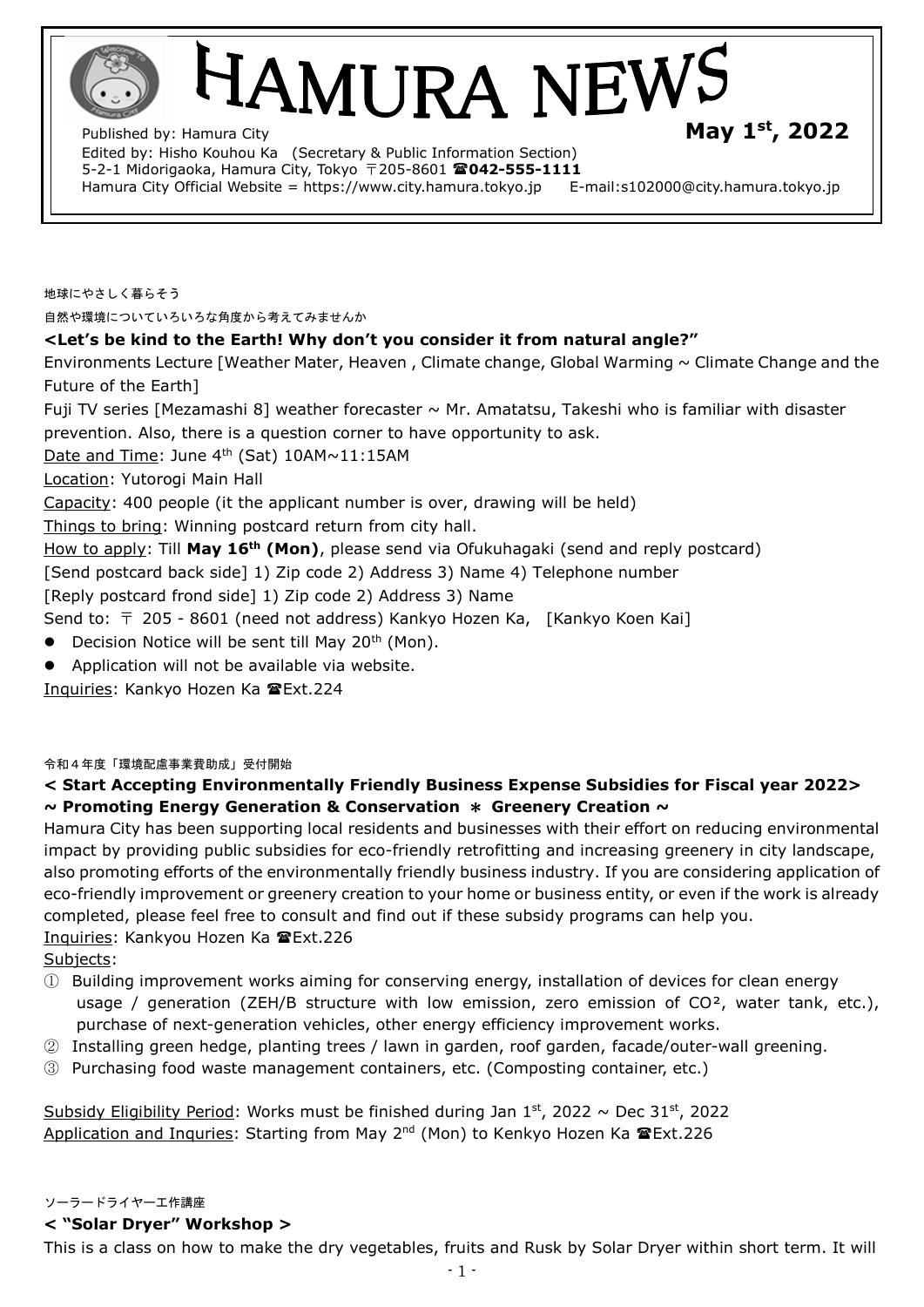# HAMURA NEWS

Published by: Hamura City **May 1st, 2022**

Edited by: Hisho Kouhou Ka (Secretary & Public Information Section)
5-2-1 Midorigaoka, Hamura City, Tokyo 〒205-8601 ☎**042-555-1111**
Hamura City Official Website = https://www.city.hamura.tokyo.jp E-mail:s102000@city.hamura.tokyo.jp

地球にやさしく暮らそう

自然や環境についていろいろな角度から考えてみませんか

### <Let's be kind to the Earth! Why don't you consider it from natural angle?"

Environments Lecture [Weather Mater, Heaven , Climate change, Global Warming ~ Climate Change and the Future of the Earth]

Fuji TV series [Mezamashi 8] weather forecaster ~ Mr. Amatatsu, Takeshi who is familiar with disaster prevention. Also, there is a question corner to have opportunity to ask.

Date and Time: June 4th (Sat) 10AM~11:15AM

Location: Yutorogi Main Hall

Capacity: 400 people (it the applicant number is over, drawing will be held)

Things to bring: Winning postcard return from city hall.

How to apply: Till **May 16th (Mon)**, please send via Ofukuhagaki (send and reply postcard)

[Send postcard back side] 1) Zip code 2) Address 3) Name 4) Telephone number

[Reply postcard frond side] 1) Zip code 2) Address 3) Name

Send to: 〒 205 - 8601 (need not address) Kankyo Hozen Ka, [Kankyo Koen Kai]

- Decision Notice will be sent till May 20th (Mon).
- Application will not be available via website.

Inquiries: Kankyo Hozen Ka ☎Ext.224

令和４年度「環境配慮事業費助成」受付開始

### < Start Accepting Environmentally Friendly Business Expense Subsidies for Fiscal year 2022>
### ~ Promoting Energy Generation & Conservation ＊ Greenery Creation ~

Hamura City has been supporting local residents and businesses with their effort on reducing environmental impact by providing public subsidies for eco-friendly retrofitting and increasing greenery in city landscape, also promoting efforts of the environmentally friendly business industry. If you are considering application of eco-friendly improvement or greenery creation to your home or business entity, or even if the work is already completed, please feel free to consult and find out if these subsidy programs can help you.

Inquiries: Kankyou Hozen Ka ☎Ext.226

Subjects:

① Building improvement works aiming for conserving energy, installation of devices for clean energy usage / generation (ZEH/B structure with low emission, zero emission of $CO^2$, water tank, etc.), purchase of next-generation vehicles, other energy efficiency improvement works.

② Installing green hedge, planting trees / lawn in garden, roof garden, facade/outer-wall greening.

③ Purchasing food waste management containers, etc. (Composting container, etc.)

Subsidy Eligibility Period: Works must be finished during Jan 1st, 2022 ~ Dec 31st, 2022

Application and Inquries: Starting from May 2nd (Mon) to Kenkyo Hozen Ka ☎Ext.226

ソーラードライヤー工作講座

### < "Solar Dryer" Workshop >

This is a class on how to make the dry vegetables, fruits and Rusk by Solar Dryer within short term. It will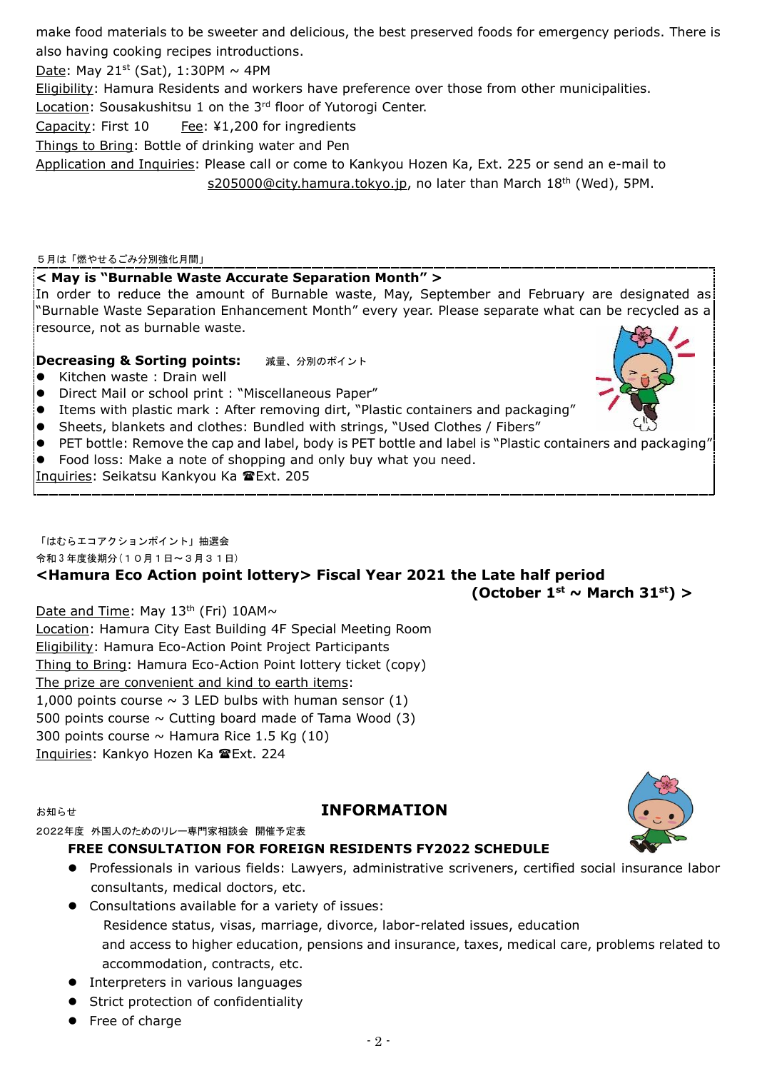make food materials to be sweeter and delicious, the best preserved foods for emergency periods. There is also having cooking recipes introductions.

Date: May 21st (Sat), 1:30PM ~ 4PM

Eligibility: Hamura Residents and workers have preference over those from other municipalities.

Location: Sousakushitsu 1 on the 3rd floor of Yutorogi Center.

Capacity: First 10 Fee: ¥1,200 for ingredients

Things to Bring: Bottle of drinking water and Pen

Application and Inquiries: Please call or come to Kankyou Hozen Ka, Ext. 225 or send an e-mail to s205000@city.hamura.tokyo.jp, no later than March 18th (Wed), 5PM.

５月は「燃やせるごみ分別強化月間」

**< May is "Burnable Waste Accurate Separation Month" >**

In order to reduce the amount of Burnable waste, May, September and February are designated as "Burnable Waste Separation Enhancement Month" every year. Please separate what can be recycled as a resource, not as burnable waste.

**Decreasing & Sorting points:** 減量、分別のポイント

- Kitchen waste : Drain well
- Direct Mail or school print : "Miscellaneous Paper"
- Items with plastic mark : After removing dirt, "Plastic containers and packaging"
- Sheets, blankets and clothes: Bundled with strings, "Used Clothes / Fibers"
- PET bottle: Remove the cap and label, body is PET bottle and label is "Plastic containers and packaging"
- Food loss: Make a note of shopping and only buy what you need.

Inquiries: Seikatsu Kankyou Ka ☎Ext. 205

「はむらエコアクションポイント」抽選会

令和３年度後期分（１０月１日～３月３１日）

**<Hamura Eco Action point lottery> Fiscal Year 2021 the Late half period (October 1st ~ March 31st) >**

Date and Time: May 13th (Fri) 10AM~

Location: Hamura City East Building 4F Special Meeting Room

Eligibility: Hamura Eco-Action Point Project Participants

Thing to Bring: Hamura Eco-Action Point lottery ticket (copy)

The prize are convenient and kind to earth items:

1,000 points course ~ 3 LED bulbs with human sensor (1)

500 points course ~ Cutting board made of Tama Wood (3)

300 points course ~ Hamura Rice 1.5 Kg (10)

Inquiries: Kankyo Hozen Ka ☎Ext. 224

お知らせ

## INFORMATION

2022年度 外国人のためのリレー専門家相談会 開催予定表

**FREE CONSULTATION FOR FOREIGN RESIDENTS FY2022 SCHEDULE**

- Professionals in various fields: Lawyers, administrative scriveners, certified social insurance labor consultants, medical doctors, etc.
- Consultations available for a variety of issues:
  Residence status, visas, marriage, divorce, labor-related issues, education and access to higher education, pensions and insurance, taxes, medical care, problems related to accommodation, contracts, etc.
- Interpreters in various languages
- Strict protection of confidentiality
- Free of charge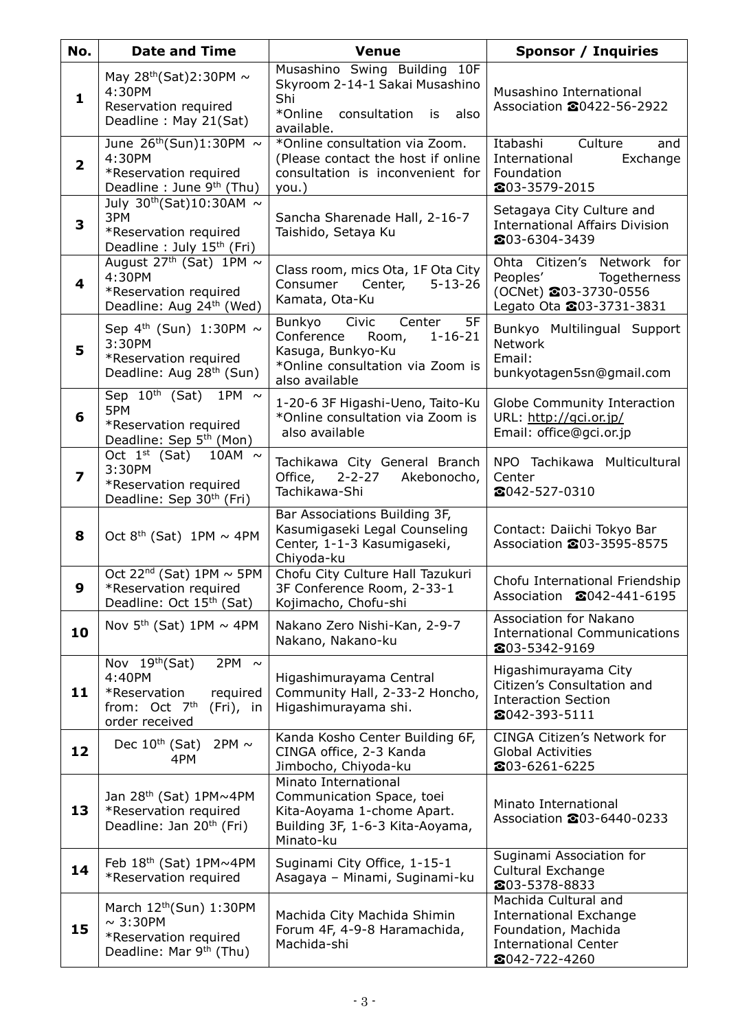| No. | Date and Time | Venue | Sponsor / Inquiries |
|---|---|---|---|
| **1** | May 28th(Sat)2:30PM ~ 4:30PM Reservation required Deadline : May 21(Sat) | Musashino Swing Building 10F Skyroom 2-14-1 Sakai Musashino Shi *Online consultation is also available. | Musashino International Association ☎0422-56-2922 |
| **2** | June 26th(Sun)1:30PM ~ 4:30PM *Reservation required Deadline : June 9th (Thu) | *Online consultation via Zoom. (Please contact the host if online consultation is inconvenient for you.) | Itabashi Culture and International Exchange Foundation ☎03-3579-2015 |
| **3** | July 30th(Sat)10:30AM ~ 3PM *Reservation required Deadline : July 15th (Fri) | Sancha Sharenade Hall, 2-16-7 Taishido, Setaya Ku | Setagaya City Culture and International Affairs Division ☎03-6304-3439 |
| **4** | August 27th (Sat) 1PM ~ 4:30PM *Reservation required Deadline: Aug 24th (Wed) | Class room, mics Ota, 1F Ota City Consumer Center, 5-13-26 Kamata, Ota-Ku | Ohta Citizen's Network for Peoples' Togetherness (OCNet) ☎03-3730-0556 Legato Ota ☎03-3731-3831 |
| **5** | Sep 4th (Sun) 1:30PM ~ 3:30PM *Reservation required Deadline: Aug 28th (Sun) | Bunkyo Civic Center 5F Conference Room, 1-16-21 Kasuga, Bunkyo-Ku *Online consultation via Zoom is also available | Bunkyo Multilingual Support Network Email: bunkyotagen5sn@gmail.com |
| **6** | Sep 10th (Sat) 1PM ~ 5PM *Reservation required Deadline: Sep 5th (Mon) | 1-20-6 3F Higashi-Ueno, Taito-Ku *Online consultation via Zoom is also available | Globe Community Interaction URL: http://gci.or.jp/ Email: office@gci.or.jp |
| **7** | Oct 1st (Sat) 10AM ~ 3:30PM *Reservation required Deadline: Sep 30th (Fri) | Tachikawa City General Branch Office, 2-2-27 Akebonocho, Tachikawa-Shi | NPO Tachikawa Multicultural Center ☎042-527-0310 |
| **8** | Oct 8th (Sat) 1PM ~ 4PM | Bar Associations Building 3F, Kasumigaseki Legal Counseling Center, 1-1-3 Kasumigaseki, Chiyoda-ku | Contact: Daiichi Tokyo Bar Association ☎03-3595-8575 |
| **9** | Oct 22nd (Sat) 1PM ~ 5PM *Reservation required Deadline: Oct 15th (Sat) | Chofu City Culture Hall Tazukuri 3F Conference Room, 2-33-1 Kojimacho, Chofu-shi | Chofu International Friendship Association ☎042-441-6195 |
| **10** | Nov 5th (Sat) 1PM ~ 4PM | Nakano Zero Nishi-Kan, 2-9-7 Nakano, Nakano-ku | Association for Nakano International Communications ☎03-5342-9169 |
| **11** | Nov 19th(Sat) 2PM ~ 4:40PM *Reservation required from: Oct 7th (Fri), in order received | Higashimurayama Central Community Hall, 2-33-2 Honcho, Higashimurayama shi. | Higashimurayama City Citizen's Consultation and Interaction Section ☎042-393-5111 |
| **12** | Dec 10th (Sat) 2PM ~ 4PM | Kanda Kosho Center Building 6F, CINGA office, 2-3 Kanda Jimbocho, Chiyoda-ku | CINGA Citizen's Network for Global Activities ☎03-6261-6225 |
| **13** | Jan 28th (Sat) 1PM~4PM *Reservation required Deadline: Jan 20th (Fri) | Minato International Communication Space, toei Kita-Aoyama 1-chome Apart. Building 3F, 1-6-3 Kita-Aoyama, Minato-ku | Minato International Association ☎03-6440-0233 |
| **14** | Feb 18th (Sat) 1PM~4PM *Reservation required | Suginami City Office, 1-15-1 Asagaya – Minami, Suginami-ku | Suginami Association for Cultural Exchange ☎03-5378-8833 |
| **15** | March 12th(Sun) 1:30PM ~ 3:30PM *Reservation required Deadline: Mar 9th (Thu) | Machida City Machida Shimin Forum 4F, 4-9-8 Haramachida, Machida-shi | Machida Cultural and International Exchange Foundation, Machida International Center ☎042-722-4260 |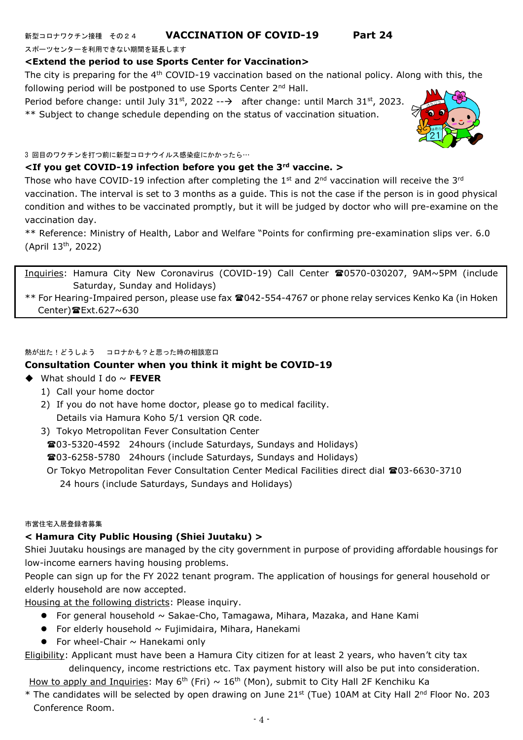新型コロナワクチン接種　その２４　**VACCINATION OF COVID-19　Part 24**

スポーツセンターを利用できない期間を延長します

**<Extend the period to use Sports Center for Vaccination>**

The city is preparing for the 4th COVID-19 vaccination based on the national policy. Along with this, the following period will be postponed to use Sports Center 2nd Hall.

Period before change: until July 31st, 2022 --→ after change: until March 31st, 2023.

** Subject to change schedule depending on the status of vaccination situation.

３ 回目のワクチンを打つ前に新型コロナウイルス感染症にかかったら…

**<If you get COVID-19 infection before you get the 3rd vaccine. >**

Those who have COVID-19 infection after completing the 1st and 2nd vaccination will receive the 3rd vaccination. The interval is set to 3 months as a guide. This is not the case if the person is in good physical condition and withes to be vaccinated promptly, but it will be judged by doctor who will pre-examine on the vaccination day.

** Reference: Ministry of Health, Labor and Welfare "Points for confirming pre-examination slips ver. 6.0 (April 13th, 2022)

Inquiries: Hamura City New Coronavirus (COVID-19) Call Center ☎0570-030207, 9AM~5PM (include Saturday, Sunday and Holidays)

** For Hearing-Impaired person, please use fax ☎042-554-4767 or phone relay services Kenko Ka (in Hoken Center)☎Ext.627~630

熱が出た！どうしよう　コロナかも？と思った時の相談窓口

**Consultation Counter when you think it might be COVID-19**

◆ What should I do ~ **FEVER**

1) Call your home doctor
2) If you do not have home doctor, please go to medical facility. Details via Hamura Koho 5/1 version QR code.
3) Tokyo Metropolitan Fever Consultation Center
   ☎03-5320-4592　24hours (include Saturdays, Sundays and Holidays)
   ☎03-6258-5780　24hours (include Saturdays, Sundays and Holidays)
   Or Tokyo Metropolitan Fever Consultation Center Medical Facilities direct dial ☎03-6630-3710 24 hours (include Saturdays, Sundays and Holidays)

市営住宅入居登録者募集

**< Hamura City Public Housing (Shiei Juutaku) >**

Shiei Juutaku housings are managed by the city government in purpose of providing affordable housings for low-income earners having housing problems.

People can sign up for the FY 2022 tenant program. The application of housings for general household or elderly household are now accepted.

Housing at the following districts: Please inquiry.

- For general household ~ Sakae-Cho, Tamagawa, Mihara, Mazaka, and Hane Kami
- For elderly household ~ Fujimidaira, Mihara, Hanekami
- For wheel-Chair ~ Hanekami only

Eligibility: Applicant must have been a Hamura City citizen for at least 2 years, who haven't city tax delinquency, income restrictions etc. Tax payment history will also be put into consideration.

How to apply and Inquiries: May 6th (Fri) ~ 16th (Mon), submit to City Hall 2F Kenchiku Ka

* The candidates will be selected by open drawing on June 21st (Tue) 10AM at City Hall 2nd Floor No. 203 Conference Room.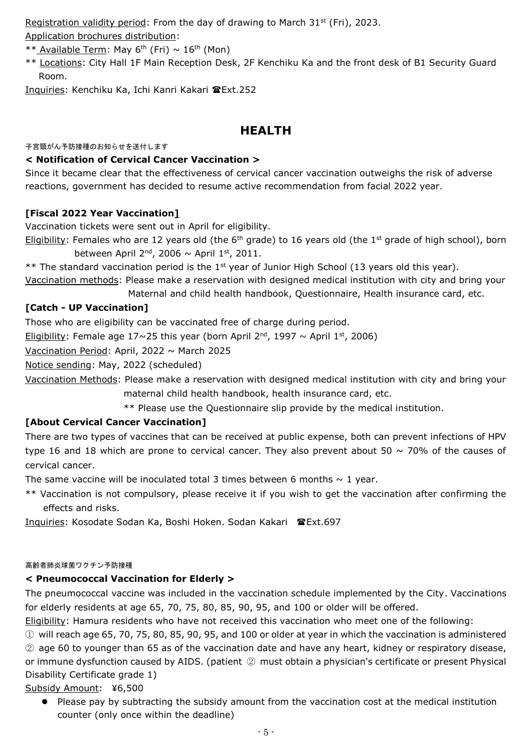Registration validity period: From the day of drawing to March 31st (Fri), 2023.

Application brochures distribution:

** Available Term: May 6th (Fri) ~ 16th (Mon)

** Locations: City Hall 1F Main Reception Desk, 2F Kenchiku Ka and the front desk of B1 Security Guard Room.

Inquiries: Kenchiku Ka, Ichi Kanri Kakari ☎Ext.252

## HEALTH

子宮頸がん予防接種のお知らせを送付します

### < Notification of Cervical Cancer Vaccination >

Since it became clear that the effectiveness of cervical cancer vaccination outweighs the risk of adverse reactions, government has decided to resume active recommendation from facial 2022 year.

**[Fiscal 2022 Year Vaccination]**

Vaccination tickets were sent out in April for eligibility.

Eligibility: Females who are 12 years old (the 6th grade) to 16 years old (the 1st grade of high school), born between April 2nd, 2006 ~ April 1st, 2011.

** The standard vaccination period is the 1st year of Junior High School (13 years old this year).

Vaccination methods: Please make a reservation with designed medical institution with city and bring your Maternal and child health handbook, Questionnaire, Health insurance card, etc.

**[Catch - UP Vaccination]**

Those who are eligibility can be vaccinated free of charge during period.

Eligibility: Female age 17~25 this year (born April 2nd, 1997 ~ April 1st, 2006)

Vaccination Period: April, 2022 ~ March 2025

Notice sending: May, 2022 (scheduled)

Vaccination Methods: Please make a reservation with designed medical institution with city and bring your maternal child health handbook, health insurance card, etc.

** Please use the Questionnaire slip provide by the medical institution.

**[About Cervical Cancer Vaccination]**

There are two types of vaccines that can be received at public expense, both can prevent infections of HPV type 16 and 18 which are prone to cervical cancer. They also prevent about 50 ~ 70% of the causes of cervical cancer.

The same vaccine will be inoculated total 3 times between 6 months ~ 1 year.

** Vaccination is not compulsory, please receive it if you wish to get the vaccination after confirming the effects and risks.

Inquiries: Kosodate Sodan Ka, Boshi Hoken. Sodan Kakari ☎Ext.697

高齢者肺炎球菌ワクチン予防接種

### < Pneumococcal Vaccination for Elderly >

The pneumococcal vaccine was included in the vaccination schedule implemented by the City. Vaccinations for elderly residents at age 65, 70, 75, 80, 85, 90, 95, and 100 or older will be offered.

Eligibility: Hamura residents who have not received this vaccination who meet one of the following:

① will reach age 65, 70, 75, 80, 85, 90, 95, and 100 or older at year in which the vaccination is administered

② age 60 to younger than 65 as of the vaccination date and have any heart, kidney or respiratory disease, or immune dysfunction caused by AIDS. (patient ② must obtain a physician's certificate or present Physical Disability Certificate grade 1)

Subsidy Amount: ¥6,500

- Please pay by subtracting the subsidy amount from the vaccination cost at the medical institution counter (only once within the deadline)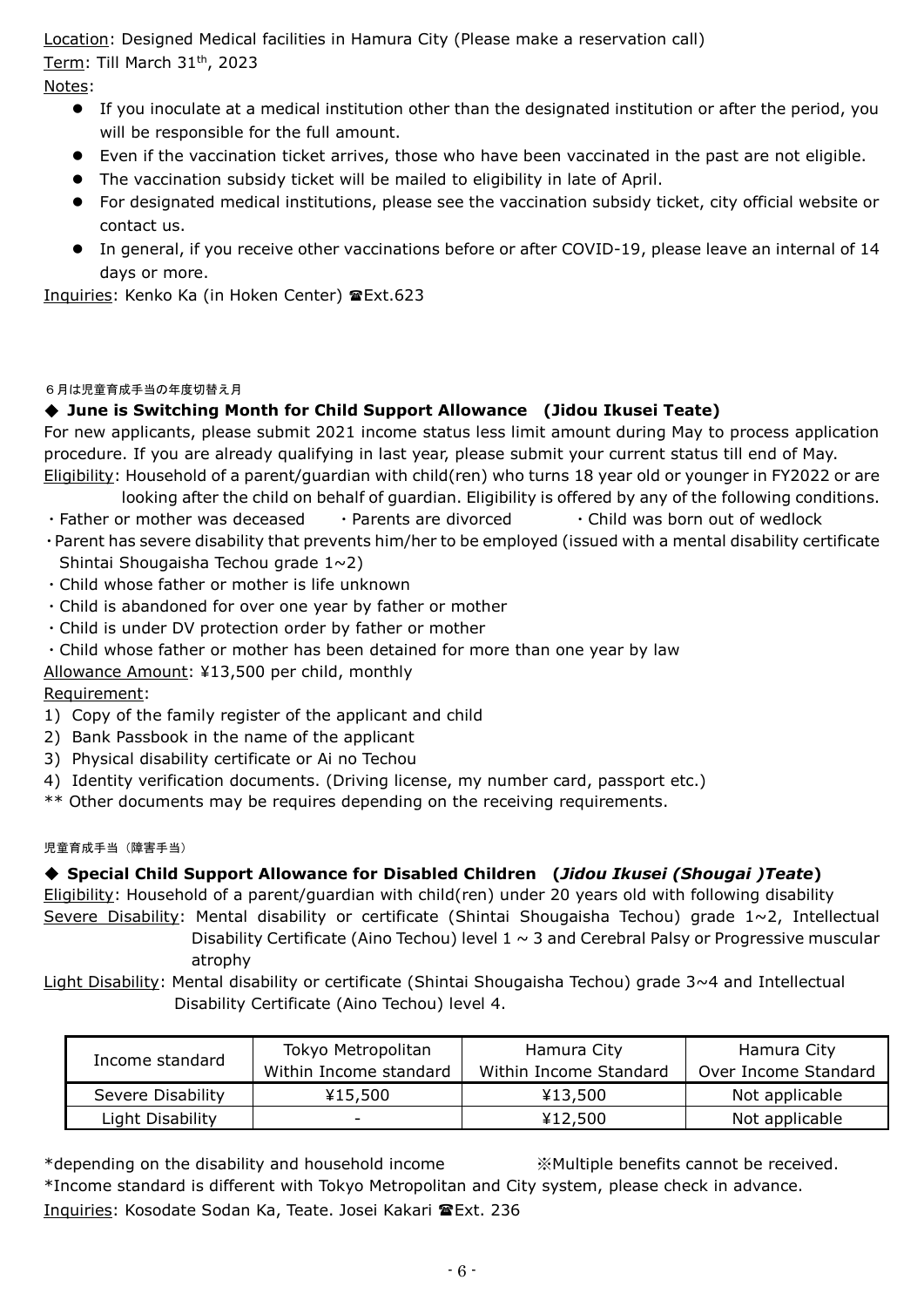Location: Designed Medical facilities in Hamura City (Please make a reservation call)

Term: Till March 31th, 2023

Notes:

- If you inoculate at a medical institution other than the designated institution or after the period, you will be responsible for the full amount.
- Even if the vaccination ticket arrives, those who have been vaccinated in the past are not eligible.
- The vaccination subsidy ticket will be mailed to eligibility in late of April.
- For designated medical institutions, please see the vaccination subsidy ticket, city official website or contact us.
- In general, if you receive other vaccinations before or after COVID-19, please leave an internal of 14 days or more.

Inquiries: Kenko Ka (in Hoken Center) ☎Ext.623

６月は児童育成手当の年度切替え月

### ◆ June is Switching Month for Child Support Allowance (Jidou Ikusei Teate)

For new applicants, please submit 2021 income status less limit amount during May to process application procedure. If you are already qualifying in last year, please submit your current status till end of May.

Eligibility: Household of a parent/guardian with child(ren) who turns 18 year old or younger in FY2022 or are looking after the child on behalf of guardian. Eligibility is offered by any of the following conditions.

- ・Father or mother was deceased ・Parents are divorced ・Child was born out of wedlock
- ・Parent has severe disability that prevents him/her to be employed (issued with a mental disability certificate Shintai Shougaisha Techou grade 1~2)
- ・Child whose father or mother is life unknown
- ・Child is abandoned for over one year by father or mother
- ・Child is under DV protection order by father or mother
- ・Child whose father or mother has been detained for more than one year by law

Allowance Amount: ¥13,500 per child, monthly

Requirement:

1) Copy of the family register of the applicant and child
2) Bank Passbook in the name of the applicant
3) Physical disability certificate or Ai no Techou
4) Identity verification documents. (Driving license, my number card, passport etc.)

** Other documents may be requires depending on the receiving requirements.

児童育成手当（障害手当）

### ◆ Special Child Support Allowance for Disabled Children (*Jidou Ikusei (Shougai )Teate*)

Eligibility: Household of a parent/guardian with child(ren) under 20 years old with following disability

Severe Disability: Mental disability or certificate (Shintai Shougaisha Techou) grade 1~2, Intellectual Disability Certificate (Aino Techou) level 1 ~ 3 and Cerebral Palsy or Progressive muscular atrophy

Light Disability: Mental disability or certificate (Shintai Shougaisha Techou) grade 3~4 and Intellectual Disability Certificate (Aino Techou) level 4.

| Income standard | Tokyo Metropolitan Within Income standard | Hamura City Within Income Standard | Hamura City Over Income Standard |
|---|---|---|---|
| Severe Disability | ¥15,500 | ¥13,500 | Not applicable |
| Light Disability | - | ¥12,500 | Not applicable |

*depending on the disability and household income ※Multiple benefits cannot be received.

*Income standard is different with Tokyo Metropolitan and City system, please check in advance.

Inquiries: Kosodate Sodan Ka, Teate. Josei Kakari ☎Ext. 236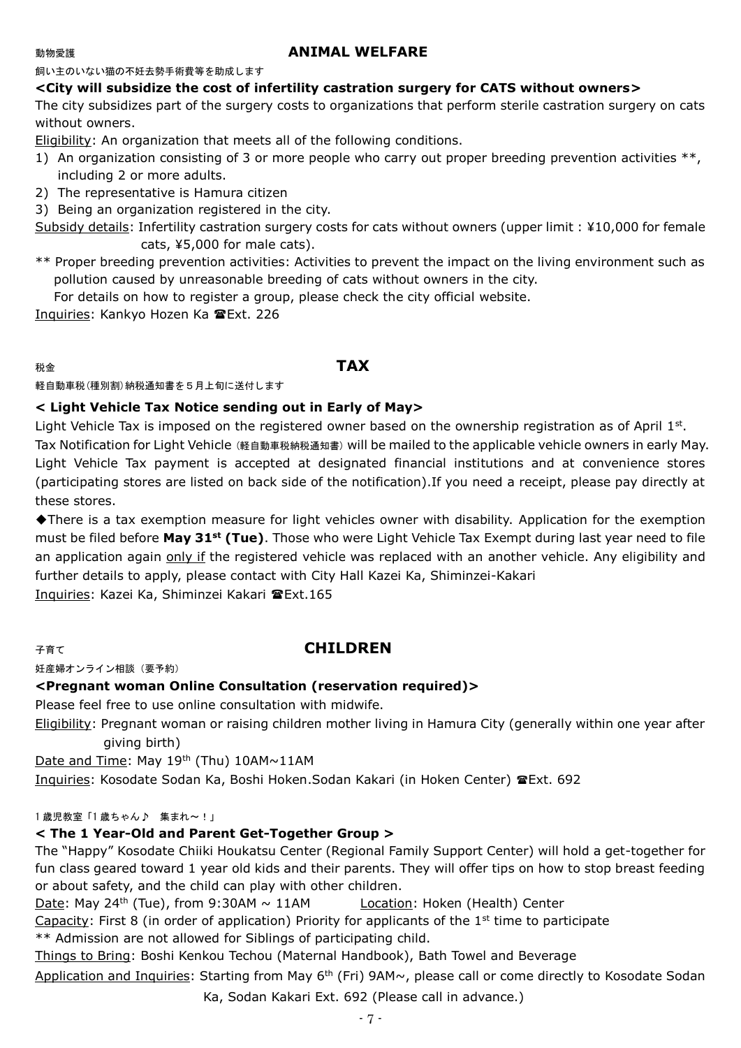動物愛護

## ANIMAL WELFARE

飼い主のいない猫の不妊去勢手術費等を助成します

**<City will subsidize the cost of infertility castration surgery for CATS without owners>**

The city subsidizes part of the surgery costs to organizations that perform sterile castration surgery on cats without owners.

Eligibility: An organization that meets all of the following conditions.

1) An organization consisting of 3 or more people who carry out proper breeding prevention activities **, including 2 or more adults.
2) The representative is Hamura citizen
3) Being an organization registered in the city.

Subsidy details: Infertility castration surgery costs for cats without owners (upper limit : ¥10,000 for female cats, ¥5,000 for male cats).

** Proper breeding prevention activities: Activities to prevent the impact on the living environment such as pollution caused by unreasonable breeding of cats without owners in the city.
For details on how to register a group, please check the city official website.

Inquiries: Kankyo Hozen Ka ☎Ext. 226

税金

## TAX

軽自動車税(種別割)納税通知書を５月上旬に送付します

**< Light Vehicle Tax Notice sending out in Early of May>**

Light Vehicle Tax is imposed on the registered owner based on the ownership registration as of April 1st.
Tax Notification for Light Vehicle (軽自動車税納税通知書) will be mailed to the applicable vehicle owners in early May. Light Vehicle Tax payment is accepted at designated financial institutions and at convenience stores (participating stores are listed on back side of the notification).If you need a receipt, please pay directly at these stores.

◆There is a tax exemption measure for light vehicles owner with disability. Application for the exemption must be filed before **May 31st (Tue)**. Those who were Light Vehicle Tax Exempt during last year need to file an application again only if the registered vehicle was replaced with an another vehicle. Any eligibility and further details to apply, please contact with City Hall Kazei Ka, Shiminzei-Kakari

Inquiries: Kazei Ka, Shiminzei Kakari ☎Ext.165

子育て

## CHILDREN

妊産婦オンライン相談（要予約）

**<Pregnant woman Online Consultation (reservation required)>**

Please feel free to use online consultation with midwife.

Eligibility: Pregnant woman or raising children mother living in Hamura City (generally within one year after giving birth)

Date and Time: May 19th (Thu) 10AM~11AM

Inquiries: Kosodate Sodan Ka, Boshi Hoken.Sodan Kakari (in Hoken Center) ☎Ext. 692

1 歳児教室「1 歳ちゃん♪　集まれ～！」

**< The 1 Year-Old and Parent Get-Together Group >**

The "Happy" Kosodate Chiiki Houkatsu Center (Regional Family Support Center) will hold a get-together for fun class geared toward 1 year old kids and their parents. They will offer tips on how to stop breast feeding or about safety, and the child can play with other children.

Date: May 24th (Tue), from 9:30AM ~ 11AM　　Location: Hoken (Health) Center

Capacity: First 8 (in order of application) Priority for applicants of the 1st time to participate

** Admission are not allowed for Siblings of participating child.

Things to Bring: Boshi Kenkou Techou (Maternal Handbook), Bath Towel and Beverage

Application and Inquiries: Starting from May 6th (Fri) 9AM~, please call or come directly to Kosodate Sodan Ka, Sodan Kakari Ext. 692 (Please call in advance.)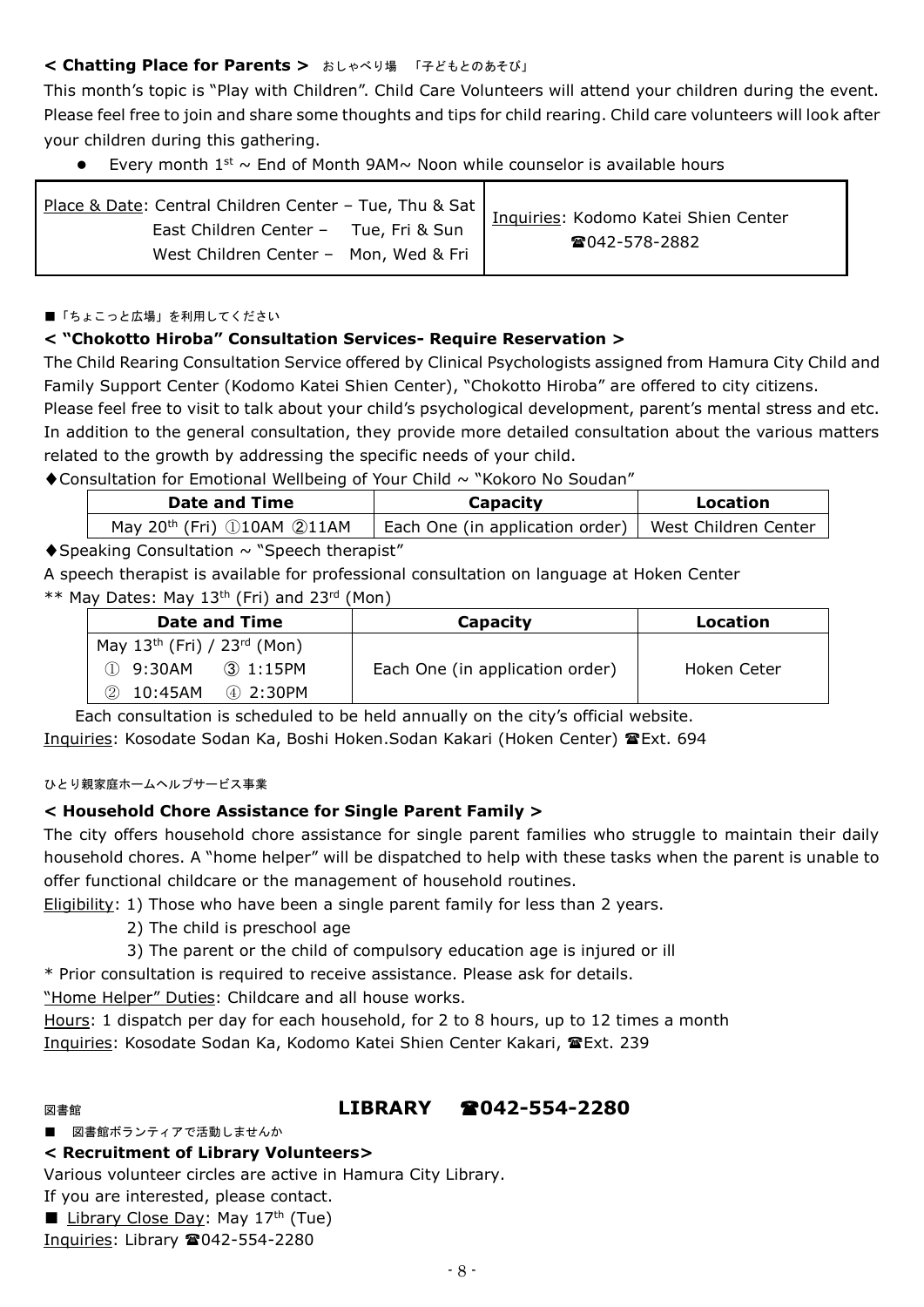**< Chatting Place for Parents >** おしゃべり場　「子どもとのあそび」

This month's topic is "Play with Children". Child Care Volunteers will attend your children during the event. Please feel free to join and share some thoughts and tips for child rearing. Child care volunteers will look after your children during this gathering.

- Every month 1st ~ End of Month 9AM~ Noon while counselor is available hours

| Place & Date: Central Children Center – Tue, Thu & Sat<br>East Children Center – Tue, Fri & Sun<br>West Children Center – Mon, Wed & Fri | Inquiries: Kodomo Katei Shien Center<br>☎042-578-2882 |
|---|---|

■「ちょこっと広場」を利用してください

**< "Chokotto Hiroba" Consultation Services- Require Reservation >**

The Child Rearing Consultation Service offered by Clinical Psychologists assigned from Hamura City Child and Family Support Center (Kodomo Katei Shien Center), "Chokotto Hiroba" are offered to city citizens.

Please feel free to visit to talk about your child's psychological development, parent's mental stress and etc. In addition to the general consultation, they provide more detailed consultation about the various matters related to the growth by addressing the specific needs of your child.

◆Consultation for Emotional Wellbeing of Your Child ~ "Kokoro No Soudan"

| Date and Time | Capacity | Location |
|---|---|---|
| May 20th (Fri) ①10AM ②11AM | Each One (in application order) | West Children Center |

◆Speaking Consultation ~ "Speech therapist"

A speech therapist is available for professional consultation on language at Hoken Center

** May Dates: May 13th (Fri) and 23rd (Mon)

| Date and Time | Capacity | Location |
|---|---|---|
| May 13th (Fri) / 23rd (Mon)<br>① 9:30AM　③ 1:15PM<br>② 10:45AM　④ 2:30PM | Each One (in application order) | Hoken Ceter |

Each consultation is scheduled to be held annually on the city's official website.

Inquiries: Kosodate Sodan Ka, Boshi Hoken.Sodan Kakari (Hoken Center) ☎Ext. 694

ひとり親家庭ホームヘルプサービス事業

**< Household Chore Assistance for Single Parent Family >**

The city offers household chore assistance for single parent families who struggle to maintain their daily household chores. A "home helper" will be dispatched to help with these tasks when the parent is unable to offer functional childcare or the management of household routines.

Eligibility: 1) Those who have been a single parent family for less than 2 years.
2) The child is preschool age
3) The parent or the child of compulsory education age is injured or ill

* Prior consultation is required to receive assistance. Please ask for details.

"Home Helper" Duties: Childcare and all house works.

Hours: 1 dispatch per day for each household, for 2 to 8 hours, up to 12 times a month

Inquiries: Kosodate Sodan Ka, Kodomo Katei Shien Center Kakari, ☎Ext. 239

図書館

## LIBRARY　☎042-554-2280

■　図書館ボランティアで活動しませんか

**< Recruitment of Library Volunteers>**

Various volunteer circles are active in Hamura City Library.

If you are interested, please contact.

■ Library Close Day: May 17th (Tue)

Inquiries: Library ☎042-554-2280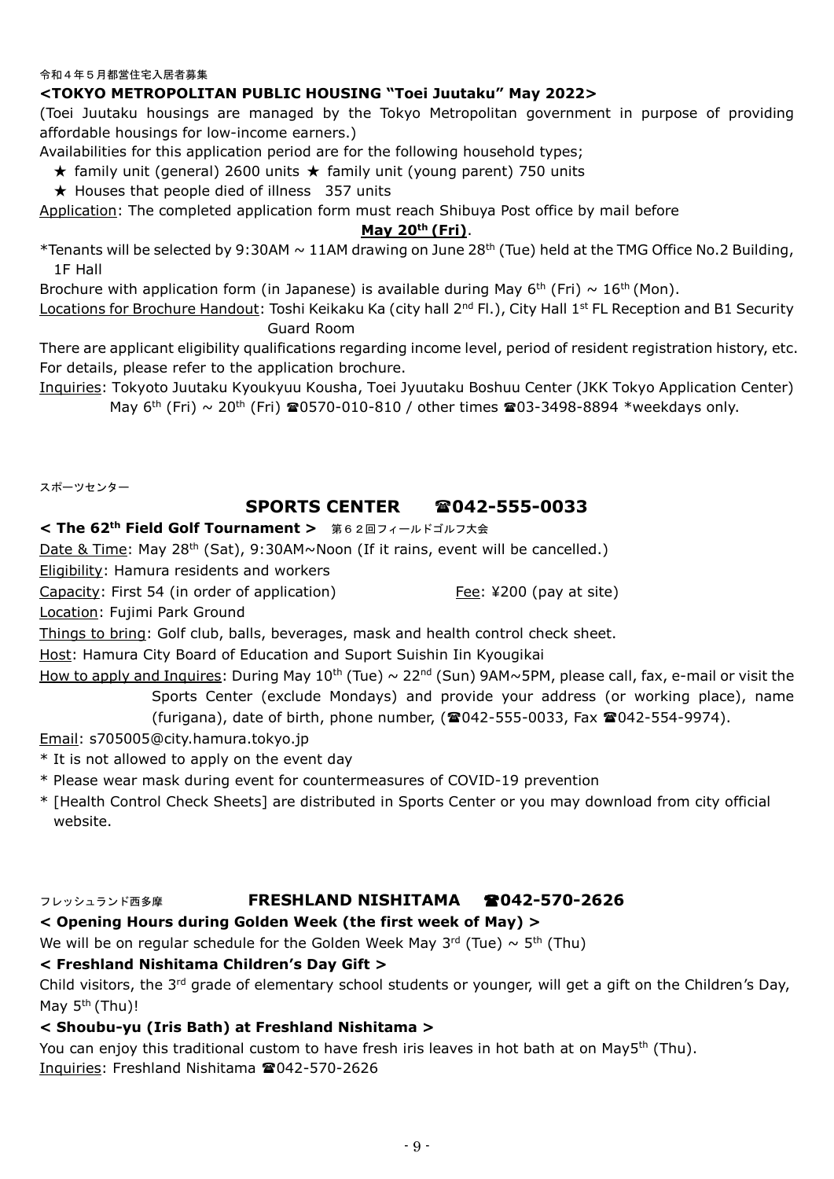令和４年５月都営住宅入居者募集

**<TOKYO METROPOLITAN PUBLIC HOUSING "Toei Juutaku" May 2022>**

(Toei Juutaku housings are managed by the Tokyo Metropolitan government in purpose of providing affordable housings for low-income earners.)

Availabilities for this application period are for the following household types;

★ family unit (general) 2600 units ★ family unit (young parent) 750 units

★ Houses that people died of illness 357 units

Application: The completed application form must reach Shibuya Post office by mail before **May 20th (Fri)**.

*Tenants will be selected by 9:30AM ~ 11AM drawing on June 28th (Tue) held at the TMG Office No.2 Building, 1F Hall

Brochure with application form (in Japanese) is available during May 6th (Fri) ~ 16th (Mon).

Locations for Brochure Handout: Toshi Keikaku Ka (city hall 2nd Fl.), City Hall 1st FL Reception and B1 Security Guard Room

There are applicant eligibility qualifications regarding income level, period of resident registration history, etc. For details, please refer to the application brochure.

Inquiries: Tokyoto Juutaku Kyoukyuu Kousha, Toei Jyuutaku Boshuu Center (JKK Tokyo Application Center) May 6th (Fri) ~ 20th (Fri) ☎0570-010-810 / other times ☎03-3498-8894 *weekdays only.

スポーツセンター

## SPORTS CENTER ☎042-555-0033

**< The 62th Field Golf Tournament >** 第６２回フィールドゴルフ大会

Date & Time: May 28th (Sat), 9:30AM~Noon (If it rains, event will be cancelled.)

Eligibility: Hamura residents and workers

Capacity: First 54 (in order of application) Fee: ¥200 (pay at site)

Location: Fujimi Park Ground

Things to bring: Golf club, balls, beverages, mask and health control check sheet.

Host: Hamura City Board of Education and Suport Suishin Iin Kyougikai

How to apply and Inquires: During May 10th (Tue) ~ 22nd (Sun) 9AM~5PM, please call, fax, e-mail or visit the Sports Center (exclude Mondays) and provide your address (or working place), name (furigana), date of birth, phone number, (☎042-555-0033, Fax ☎042-554-9974).

Email: s705005@city.hamura.tokyo.jp

* It is not allowed to apply on the event day
* Please wear mask during event for countermeasures of COVID-19 prevention
* [Health Control Check Sheets] are distributed in Sports Center or you may download from city official website.

フレッシュランド西多摩

## FRESHLAND NISHITAMA ☎042-570-2626

**< Opening Hours during Golden Week (the first week of May) >**

We will be on regular schedule for the Golden Week May 3rd (Tue) ~ 5th (Thu)

**< Freshland Nishitama Children's Day Gift >**

Child visitors, the 3rd grade of elementary school students or younger, will get a gift on the Children's Day, May 5th (Thu)!

**< Shoubu-yu (Iris Bath) at Freshland Nishitama >**

You can enjoy this traditional custom to have fresh iris leaves in hot bath at on May5th (Thu).

Inquiries: Freshland Nishitama ☎042-570-2626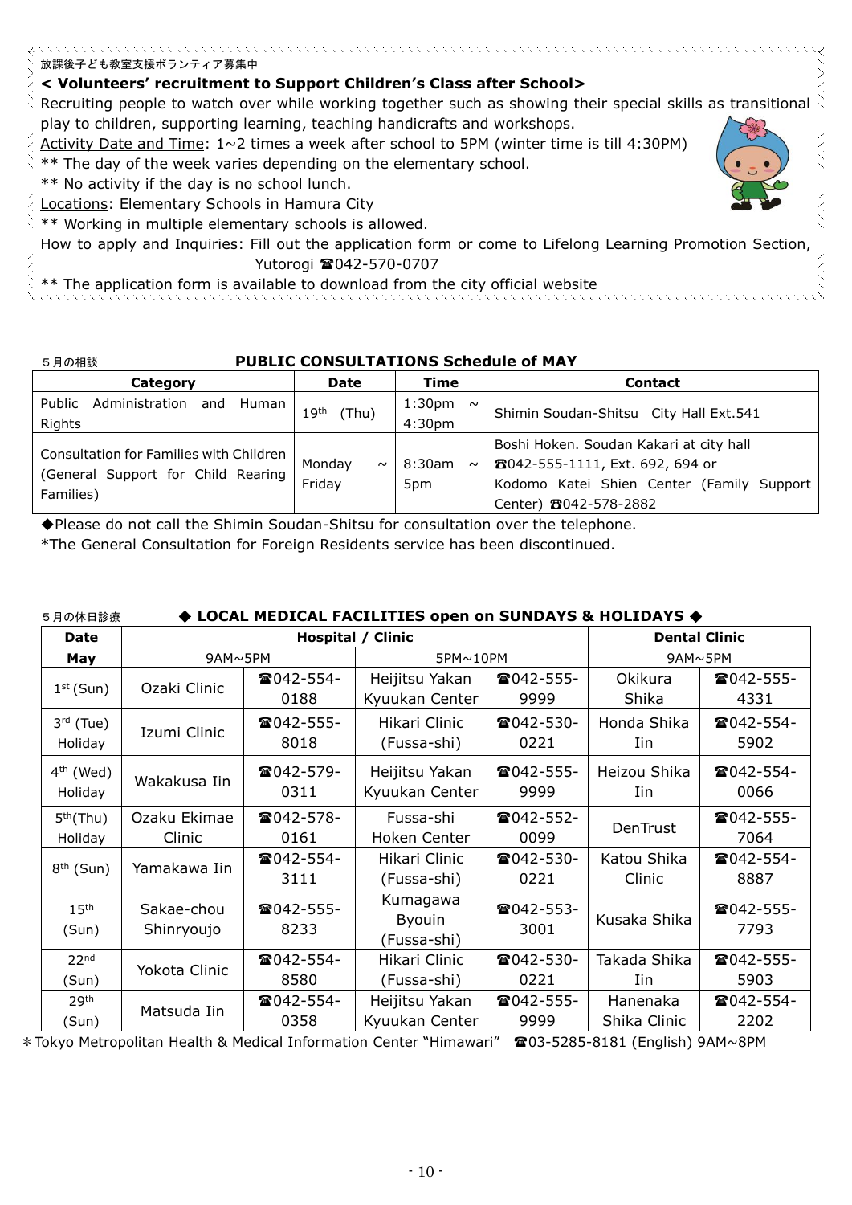放課後子ども教室支援ボランティア募集中

## < Volunteers' recruitment to Support Children's Class after School>

Recruiting people to watch over while working together such as showing their special skills as transitional play to children, supporting learning, teaching handicrafts and workshops.

Activity Date and Time: 1~2 times a week after school to 5PM (winter time is till 4:30PM)

** The day of the week varies depending on the elementary school.

** No activity if the day is no school lunch.

Locations: Elementary Schools in Hamura City

** Working in multiple elementary schools is allowed.

How to apply and Inquiries: Fill out the application form or come to Lifelong Learning Promotion Section, Yutorogi ☎042-570-0707

** The application form is available to download from the city official website

5月の相談

## PUBLIC CONSULTATIONS Schedule of MAY

| Category | Date | Time | Contact |
|---|---|---|---|
| Public Administration and Human Rights | 19th (Thu) | 1:30pm ~ 4:30pm | Shimin Soudan-Shitsu City Hall Ext.541 |
| Consultation for Families with Children (General Support for Child Rearing Families) | Monday ~ Friday | 8:30am ~ 5pm | Boshi Hoken. Soudan Kakari at city hall ☎042-555-1111, Ext. 692, 694 or Kodomo Katei Shien Center (Family Support Center) ☎042-578-2882 |

◆Please do not call the Shimin Soudan-Shitsu for consultation over the telephone.

*The General Consultation for Foreign Residents service has been discontinued.

5月の休日診療

## ◆ LOCAL MEDICAL FACILITIES open on SUNDAYS & HOLIDAYS ◆

| Date | Hospital / Clinic | | | | Dental Clinic | |
|---|---|---|---|---|---|---|
| May | 9AM~5PM | | 5PM~10PM | | 9AM~5PM | |
| 1st (Sun) | Ozaki Clinic | ☎042-554-0188 | Heijitsu Yakan Kyuukan Center | ☎042-555-9999 | Okikura Shika | ☎042-555-4331 |
| 3rd (Tue) Holiday | Izumi Clinic | ☎042-555-8018 | Hikari Clinic (Fussa-shi) | ☎042-530-0221 | Honda Shika Iin | ☎042-554-5902 |
| 4th (Wed) Holiday | Wakakusa Iin | ☎042-579-0311 | Heijitsu Yakan Kyuukan Center | ☎042-555-9999 | Heizou Shika Iin | ☎042-554-0066 |
| 5th(Thu) Holiday | Ozaku Ekimae Clinic | ☎042-578-0161 | Fussa-shi Hoken Center | ☎042-552-0099 | DenTrust | ☎042-555-7064 |
| 8th (Sun) | Yamakawa Iin | ☎042-554-3111 | Hikari Clinic (Fussa-shi) | ☎042-530-0221 | Katou Shika Clinic | ☎042-554-8887 |
| 15th (Sun) | Sakae-chou Shinryoujo | ☎042-555-8233 | Kumagawa Byouin (Fussa-shi) | ☎042-553-3001 | Kusaka Shika | ☎042-555-7793 |
| 22nd (Sun) | Yokota Clinic | ☎042-554-8580 | Hikari Clinic (Fussa-shi) | ☎042-530-0221 | Takada Shika Iin | ☎042-555-5903 |
| 29th (Sun) | Matsuda Iin | ☎042-554-0358 | Heijitsu Yakan Kyuukan Center | ☎042-555-9999 | Hanenaka Shika Clinic | ☎042-554-2202 |

＊Tokyo Metropolitan Health & Medical Information Center "Himawari" ☎03-5285-8181 (English) 9AM~8PM